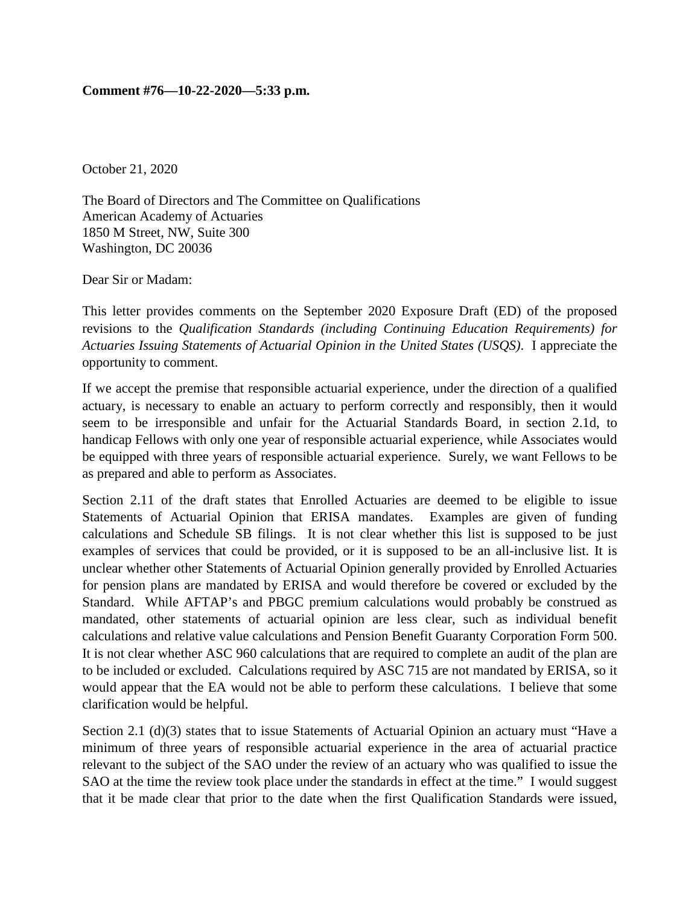**Comment #76—10-22-2020—5:33 p.m.**

October 21, 2020

The Board of Directors and The Committee on Qualifications
American Academy of Actuaries
1850 M Street, NW, Suite 300
Washington, DC 20036

Dear Sir or Madam:

This letter provides comments on the September 2020 Exposure Draft (ED) of the proposed revisions to the *Qualification Standards (including Continuing Education Requirements) for Actuaries Issuing Statements of Actuarial Opinion in the United States (USQS)*. I appreciate the opportunity to comment.

If we accept the premise that responsible actuarial experience, under the direction of a qualified actuary, is necessary to enable an actuary to perform correctly and responsibly, then it would seem to be irresponsible and unfair for the Actuarial Standards Board, in section 2.1d, to handicap Fellows with only one year of responsible actuarial experience, while Associates would be equipped with three years of responsible actuarial experience. Surely, we want Fellows to be as prepared and able to perform as Associates.

Section 2.11 of the draft states that Enrolled Actuaries are deemed to be eligible to issue Statements of Actuarial Opinion that ERISA mandates. Examples are given of funding calculations and Schedule SB filings. It is not clear whether this list is supposed to be just examples of services that could be provided, or it is supposed to be an all-inclusive list. It is unclear whether other Statements of Actuarial Opinion generally provided by Enrolled Actuaries for pension plans are mandated by ERISA and would therefore be covered or excluded by the Standard. While AFTAP's and PBGC premium calculations would probably be construed as mandated, other statements of actuarial opinion are less clear, such as individual benefit calculations and relative value calculations and Pension Benefit Guaranty Corporation Form 500. It is not clear whether ASC 960 calculations that are required to complete an audit of the plan are to be included or excluded. Calculations required by ASC 715 are not mandated by ERISA, so it would appear that the EA would not be able to perform these calculations. I believe that some clarification would be helpful.

Section 2.1 (d)(3) states that to issue Statements of Actuarial Opinion an actuary must "Have a minimum of three years of responsible actuarial experience in the area of actuarial practice relevant to the subject of the SAO under the review of an actuary who was qualified to issue the SAO at the time the review took place under the standards in effect at the time." I would suggest that it be made clear that prior to the date when the first Qualification Standards were issued,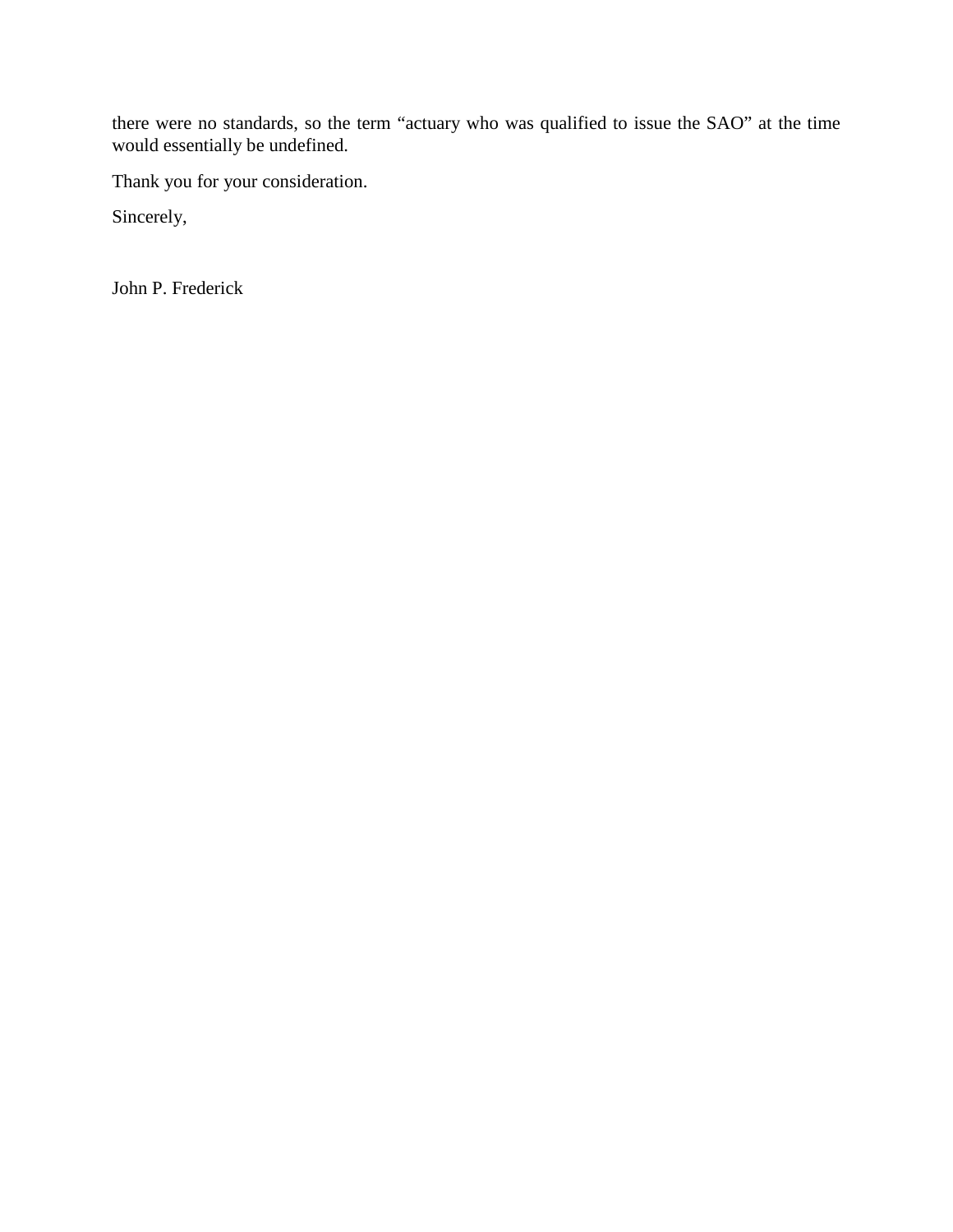there were no standards, so the term “actuary who was qualified to issue the SAO” at the time would essentially be undefined.

Thank you for your consideration.

Sincerely,

John P. Frederick